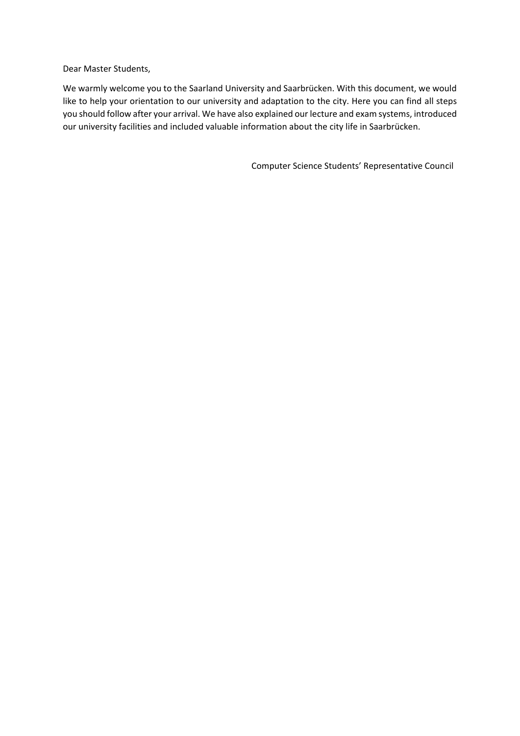Dear Master Students,

We warmly welcome you to the Saarland University and Saarbrücken. With this document, we would like to help your orientation to our university and adaptation to the city. Here you can find all steps you should follow after your arrival. We have also explained our lecture and exam systems, introduced our university facilities and included valuable information about the city life in Saarbrücken.

Computer Science Students' Representative Council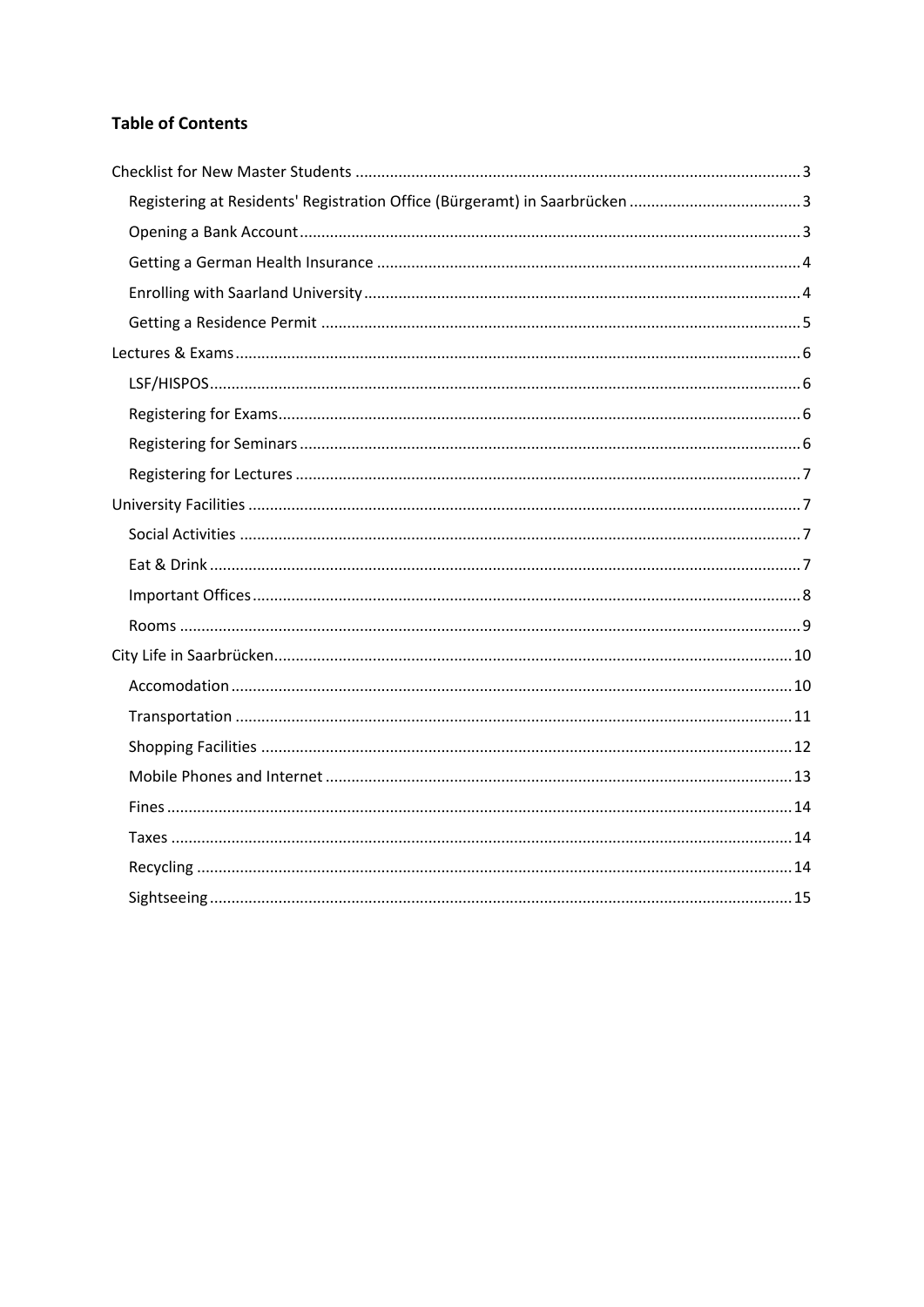**Table of Contents**

- Checklist for New Master Students ..... 3
  - Registering at Residents' Registration Office (Bürgeramt) in Saarbrücken ..... 3
  - Opening a Bank Account ..... 3
  - Getting a German Health Insurance ..... 4
  - Enrolling with Saarland University ..... 4
  - Getting a Residence Permit ..... 5
- Lectures & Exams ..... 6
  - LSF/HISPOS ..... 6
  - Registering for Exams ..... 6
  - Registering for Seminars ..... 6
  - Registering for Lectures ..... 7
- University Facilities ..... 7
  - Social Activities ..... 7
  - Eat & Drink ..... 7
  - Important Offices ..... 8
  - Rooms ..... 9
- City Life in Saarbrücken ..... 10
  - Accomodation ..... 10
  - Transportation ..... 11
  - Shopping Facilities ..... 12
  - Mobile Phones and Internet ..... 13
  - Fines ..... 14
  - Taxes ..... 14
  - Recycling ..... 14
  - Sightseeing ..... 15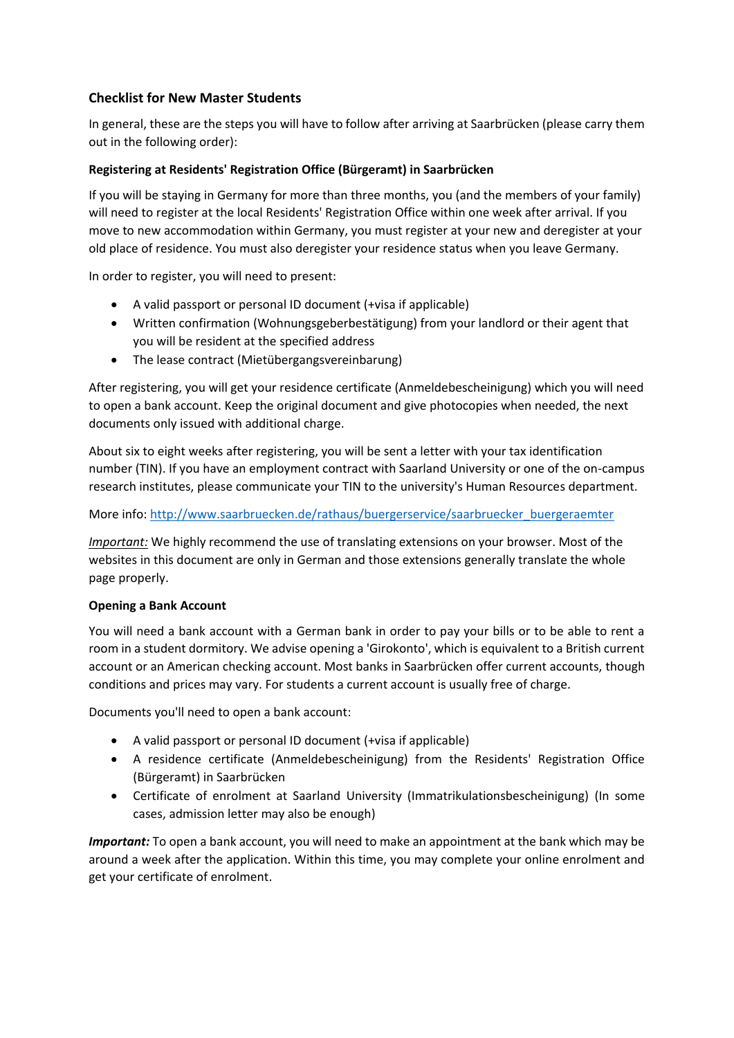### Checklist for New Master Students

In general, these are the steps you will have to follow after arriving at Saarbrücken (please carry them out in the following order):

**Registering at Residents' Registration Office (Bürgeramt) in Saarbrücken**

If you will be staying in Germany for more than three months, you (and the members of your family) will need to register at the local Residents' Registration Office within one week after arrival. If you move to new accommodation within Germany, you must register at your new and deregister at your old place of residence. You must also deregister your residence status when you leave Germany.

In order to register, you will need to present:

- A valid passport or personal ID document (+visa if applicable)
- Written confirmation (Wohnungsgeberbestätigung) from your landlord or their agent that you will be resident at the specified address
- The lease contract (Mietübergangsvereinbarung)

After registering, you will get your residence certificate (Anmeldebescheinigung) which you will need to open a bank account. Keep the original document and give photocopies when needed, the next documents only issued with additional charge.

About six to eight weeks after registering, you will be sent a letter with your tax identification number (TIN). If you have an employment contract with Saarland University or one of the on-campus research institutes, please communicate your TIN to the university's Human Resources department.

More info: [http://www.saarbruecken.de/rathaus/buergerservice/saarbruecker_buergeraemter](http://www.saarbruecken.de/rathaus/buergerservice/saarbruecker_buergeraemter)

*Important:* We highly recommend the use of translating extensions on your browser. Most of the websites in this document are only in German and those extensions generally translate the whole page properly.

**Opening a Bank Account**

You will need a bank account with a German bank in order to pay your bills or to be able to rent a room in a student dormitory. We advise opening a 'Girokonto', which is equivalent to a British current account or an American checking account. Most banks in Saarbrücken offer current accounts, though conditions and prices may vary. For students a current account is usually free of charge.

Documents you'll need to open a bank account:

- A valid passport or personal ID document (+visa if applicable)
- A residence certificate (Anmeldebescheinigung) from the Residents' Registration Office (Bürgeramt) in Saarbrücken
- Certificate of enrolment at Saarland University (Immatrikulationsbescheinigung) (In some cases, admission letter may also be enough)

***Important:*** To open a bank account, you will need to make an appointment at the bank which may be around a week after the application. Within this time, you may complete your online enrolment and get your certificate of enrolment.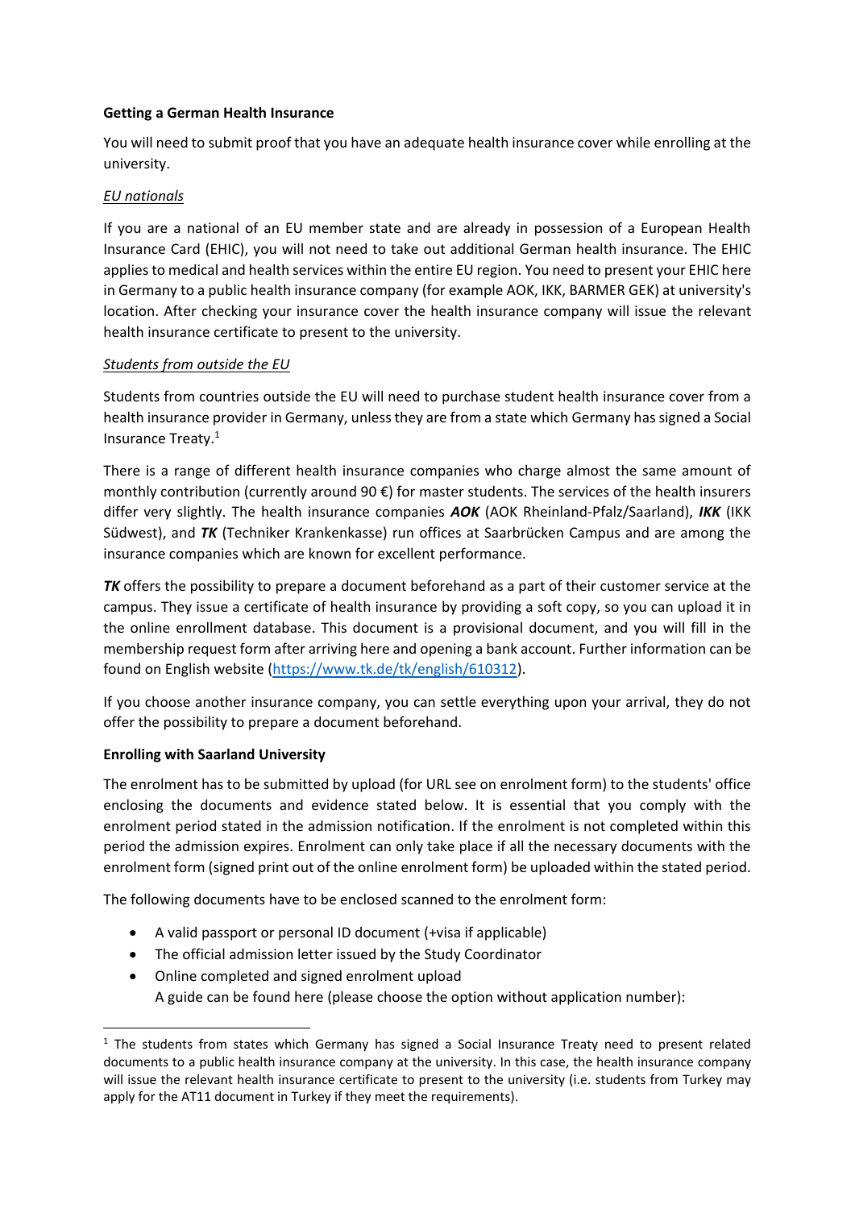**Getting a German Health Insurance**

You will need to submit proof that you have an adequate health insurance cover while enrolling at the university.

*EU nationals*

If you are a national of an EU member state and are already in possession of a European Health Insurance Card (EHIC), you will not need to take out additional German health insurance. The EHIC applies to medical and health services within the entire EU region. You need to present your EHIC here in Germany to a public health insurance company (for example AOK, IKK, BARMER GEK) at university's location. After checking your insurance cover the health insurance company will issue the relevant health insurance certificate to present to the university.

*Students from outside the EU*

Students from countries outside the EU will need to purchase student health insurance cover from a health insurance provider in Germany, unless they are from a state which Germany has signed a Social Insurance Treaty.[1]

There is a range of different health insurance companies who charge almost the same amount of monthly contribution (currently around 90 €) for master students. The services of the health insurers differ very slightly. The health insurance companies ***AOK*** (AOK Rheinland-Pfalz/Saarland), ***IKK*** (IKK Südwest), and ***TK*** (Techniker Krankenkasse) run offices at Saarbrücken Campus and are among the insurance companies which are known for excellent performance.

***TK*** offers the possibility to prepare a document beforehand as a part of their customer service at the campus. They issue a certificate of health insurance by providing a soft copy, so you can upload it in the online enrollment database. This document is a provisional document, and you will fill in the membership request form after arriving here and opening a bank account. Further information can be found on English website (https://www.tk.de/tk/english/610312).

If you choose another insurance company, you can settle everything upon your arrival, they do not offer the possibility to prepare a document beforehand.

**Enrolling with Saarland University**

The enrolment has to be submitted by upload (for URL see on enrolment form) to the students' office enclosing the documents and evidence stated below. It is essential that you comply with the enrolment period stated in the admission notification. If the enrolment is not completed within this period the admission expires. Enrolment can only take place if all the necessary documents with the enrolment form (signed print out of the online enrolment form) be uploaded within the stated period.

The following documents have to be enclosed scanned to the enrolment form:

- A valid passport or personal ID document (+visa if applicable)
- The official admission letter issued by the Study Coordinator
- Online completed and signed enrolment upload
  A guide can be found here (please choose the option without application number):

[1] The students from states which Germany has signed a Social Insurance Treaty need to present related documents to a public health insurance company at the university. In this case, the health insurance company will issue the relevant health insurance certificate to present to the university (i.e. students from Turkey may apply for the AT11 document in Turkey if they meet the requirements).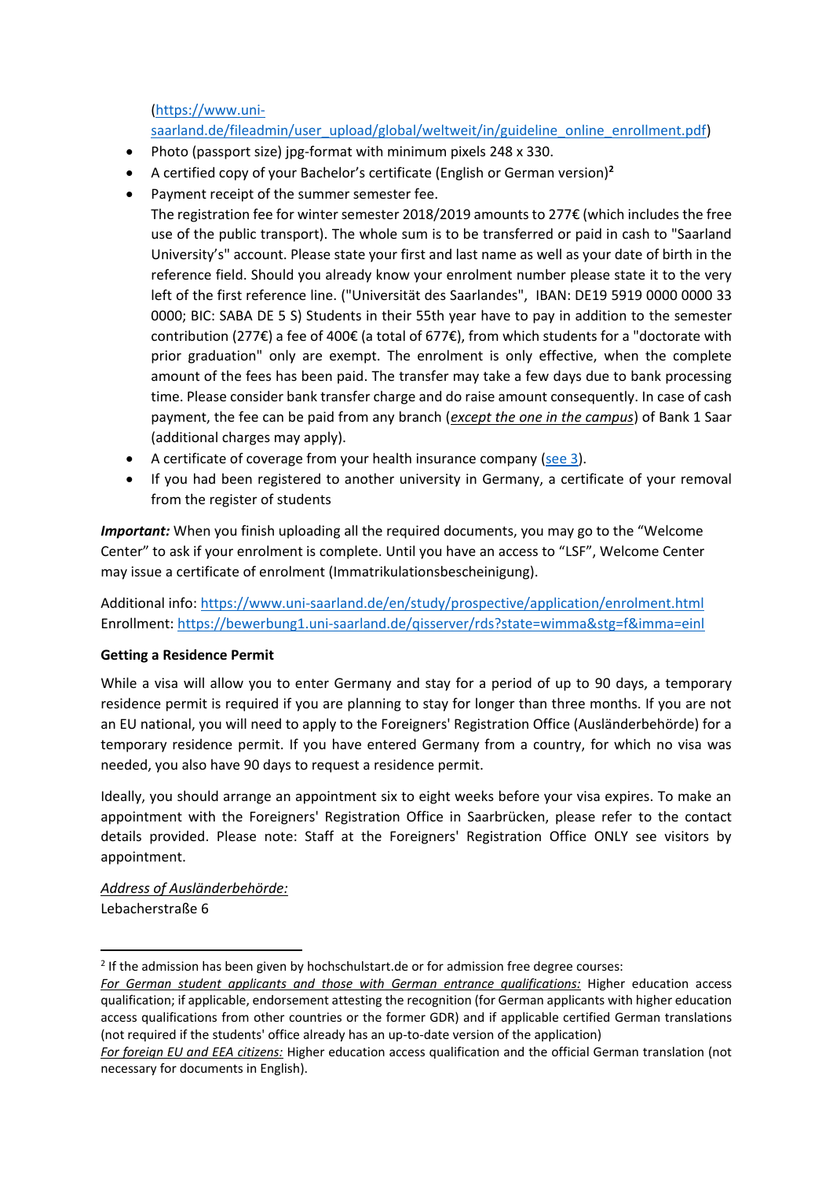(https://www.uni-saarland.de/fileadmin/user_upload/global/weltweit/in/guideline_online_enrollment.pdf)

- Photo (passport size) jpg-format with minimum pixels 248 x 330.
- A certified copy of your Bachelor's certificate (English or German version)[2]
- Payment receipt of the summer semester fee.
  The registration fee for winter semester 2018/2019 amounts to 277€ (which includes the free use of the public transport). The whole sum is to be transferred or paid in cash to "Saarland University's" account. Please state your first and last name as well as your date of birth in the reference field. Should you already know your enrolment number please state it to the very left of the first reference line. ("Universität des Saarlandes", IBAN: DE19 5919 0000 0000 33 0000; BIC: SABA DE 5 S) Students in their 55th year have to pay in addition to the semester contribution (277€) a fee of 400€ (a total of 677€), from which students for a "doctorate with prior graduation" only are exempt. The enrolment is only effective, when the complete amount of the fees has been paid. The transfer may take a few days due to bank processing time. Please consider bank transfer charge and do raise amount consequently. In case of cash payment, the fee can be paid from any branch (*__except the one in the campus__*) of Bank 1 Saar (additional charges may apply).
- A certificate of coverage from your health insurance company (see 3).
- If you had been registered to another university in Germany, a certificate of your removal from the register of students

***Important:*** When you finish uploading all the required documents, you may go to the "Welcome Center" to ask if your enrolment is complete. Until you have an access to "LSF", Welcome Center may issue a certificate of enrolment (Immatrikulationsbescheinigung).

Additional info: https://www.uni-saarland.de/en/study/prospective/application/enrolment.html
Enrollment: https://bewerbung1.uni-saarland.de/qisserver/rds?state=wimma&stg=f&imma=einl

**Getting a Residence Permit**

While a visa will allow you to enter Germany and stay for a period of up to 90 days, a temporary residence permit is required if you are planning to stay for longer than three months. If you are not an EU national, you will need to apply to the Foreigners' Registration Office (Ausländerbehörde) for a temporary residence permit. If you have entered Germany from a country, for which no visa was needed, you also have 90 days to request a residence permit.

Ideally, you should arrange an appointment six to eight weeks before your visa expires. To make an appointment with the Foreigners' Registration Office in Saarbrücken, please refer to the contact details provided. Please note: Staff at the Foreigners' Registration Office ONLY see visitors by appointment.

*__Address of Ausländerbehörde:__*
Lebacherstraße 6

---

[2] If the admission has been given by hochschulstart.de or for admission free degree courses:
*__For German student applicants and those with German entrance qualifications:__* Higher education access qualification; if applicable, endorsement attesting the recognition (for German applicants with higher education access qualifications from other countries or the former GDR) and if applicable certified German translations (not required if the students' office already has an up-to-date version of the application)
*__For foreign EU and EEA citizens:__* Higher education access qualification and the official German translation (not necessary for documents in English).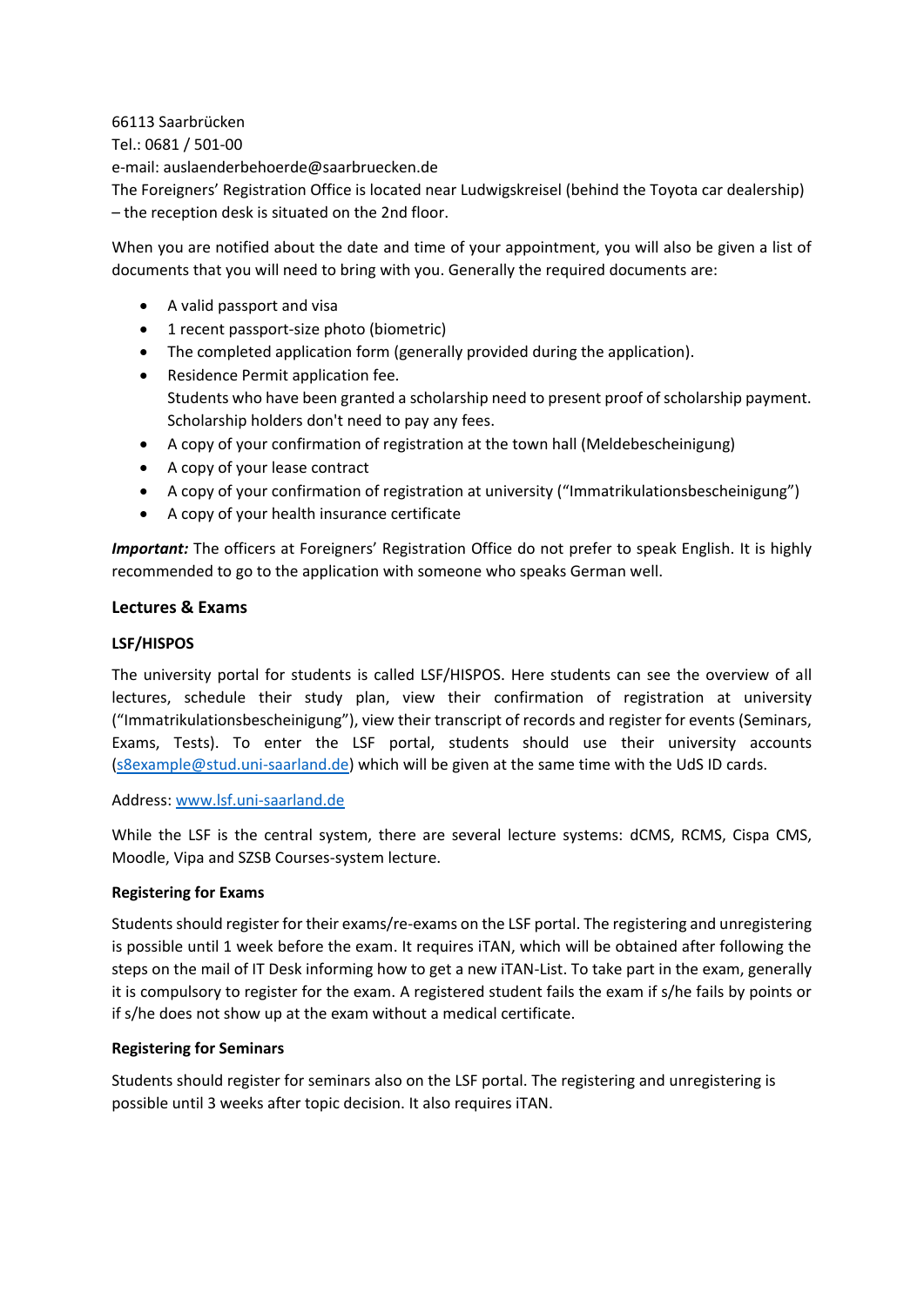66113 Saarbrücken
Tel.: 0681 / 501-00
e-mail: auslaenderbehoerde@saarbruecken.de
The Foreigners' Registration Office is located near Ludwigskreisel (behind the Toyota car dealership) – the reception desk is situated on the 2nd floor.

When you are notified about the date and time of your appointment, you will also be given a list of documents that you will need to bring with you. Generally the required documents are:

- A valid passport and visa
- 1 recent passport-size photo (biometric)
- The completed application form (generally provided during the application).
- Residence Permit application fee.
  Students who have been granted a scholarship need to present proof of scholarship payment. Scholarship holders don't need to pay any fees.
- A copy of your confirmation of registration at the town hall (Meldebescheinigung)
- A copy of your lease contract
- A copy of your confirmation of registration at university ("Immatrikulationsbescheinigung")
- A copy of your health insurance certificate

***Important:*** The officers at Foreigners' Registration Office do not prefer to speak English. It is highly recommended to go to the application with someone who speaks German well.

### Lectures & Exams

#### LSF/HISPOS

The university portal for students is called LSF/HISPOS. Here students can see the overview of all lectures, schedule their study plan, view their confirmation of registration at university ("Immatrikulationsbescheinigung"), view their transcript of records and register for events (Seminars, Exams, Tests). To enter the LSF portal, students should use their university accounts (s8example@stud.uni-saarland.de) which will be given at the same time with the UdS ID cards.

Address: www.lsf.uni-saarland.de

While the LSF is the central system, there are several lecture systems: dCMS, RCMS, Cispa CMS, Moodle, Vipa and SZSB Courses-system lecture.

#### Registering for Exams

Students should register for their exams/re-exams on the LSF portal. The registering and unregistering is possible until 1 week before the exam. It requires iTAN, which will be obtained after following the steps on the mail of IT Desk informing how to get a new iTAN-List. To take part in the exam, generally it is compulsory to register for the exam. A registered student fails the exam if s/he fails by points or if s/he does not show up at the exam without a medical certificate.

#### Registering for Seminars

Students should register for seminars also on the LSF portal. The registering and unregistering is possible until 3 weeks after topic decision. It also requires iTAN.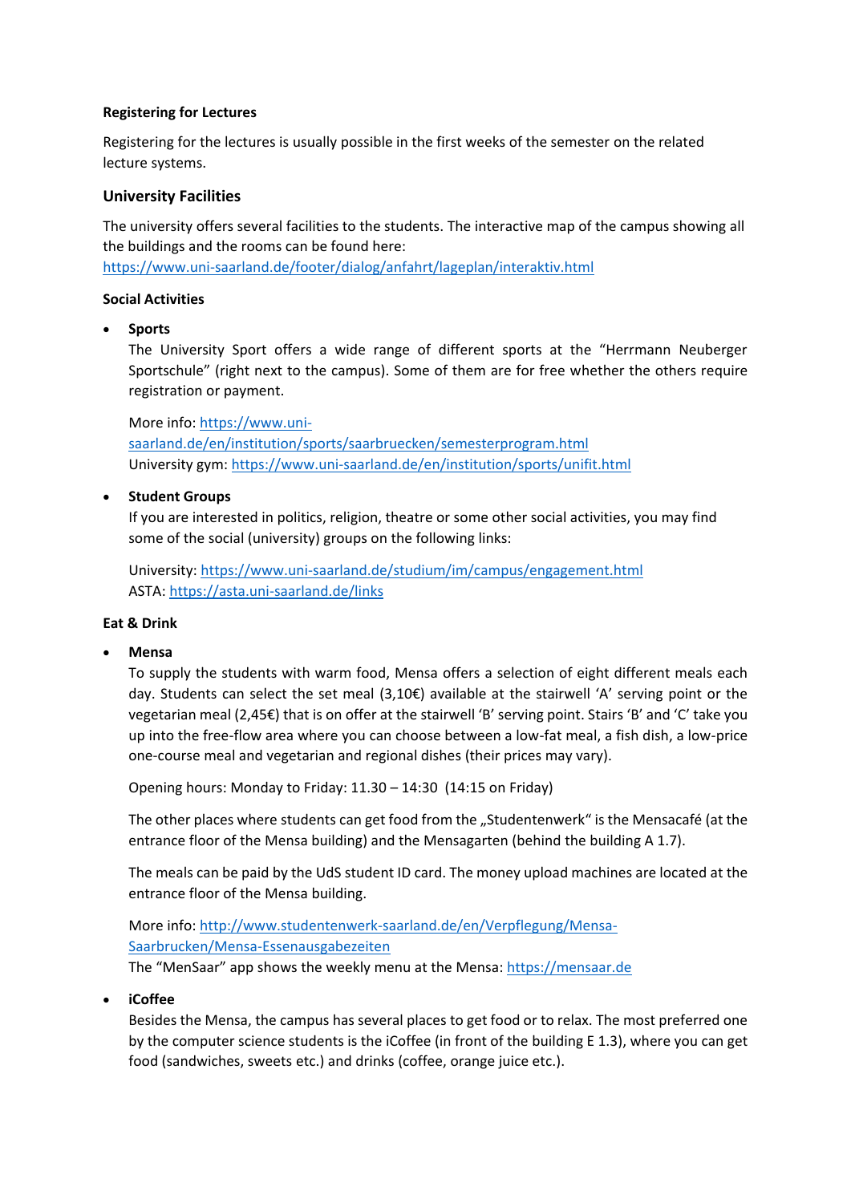**Registering for Lectures**

Registering for the lectures is usually possible in the first weeks of the semester on the related lecture systems.

## University Facilities

The university offers several facilities to the students. The interactive map of the campus showing all the buildings and the rooms can be found here:
https://www.uni-saarland.de/footer/dialog/anfahrt/lageplan/interaktiv.html

**Social Activities**

- **Sports**
  The University Sport offers a wide range of different sports at the "Herrmann Neuberger Sportschule" (right next to the campus). Some of them are for free whether the others require registration or payment.

  More info: https://www.uni-saarland.de/en/institution/sports/saarbruecken/semesterprogram.html
  University gym: https://www.uni-saarland.de/en/institution/sports/unifit.html

- **Student Groups**
  If you are interested in politics, religion, theatre or some other social activities, you may find some of the social (university) groups on the following links:

  University: https://www.uni-saarland.de/studium/im/campus/engagement.html
  ASTA: https://asta.uni-saarland.de/links

**Eat & Drink**

- **Mensa**
  To supply the students with warm food, Mensa offers a selection of eight different meals each day. Students can select the set meal (3,10€) available at the stairwell 'A' serving point or the vegetarian meal (2,45€) that is on offer at the stairwell 'B' serving point. Stairs 'B' and 'C' take you up into the free-flow area where you can choose between a low-fat meal, a fish dish, a low-price one-course meal and vegetarian and regional dishes (their prices may vary).

  Opening hours: Monday to Friday: 11.30 – 14:30 (14:15 on Friday)

  The other places where students can get food from the „Studentenwerk" is the Mensacafé (at the entrance floor of the Mensa building) and the Mensagarten (behind the building A 1.7).

  The meals can be paid by the UdS student ID card. The money upload machines are located at the entrance floor of the Mensa building.

  More info: http://www.studentenwerk-saarland.de/en/Verpflegung/Mensa-Saarbrucken/Mensa-Essenausgabezeiten
  The "MenSaar" app shows the weekly menu at the Mensa: https://mensaar.de

- **iCoffee**
  Besides the Mensa, the campus has several places to get food or to relax. The most preferred one by the computer science students is the iCoffee (in front of the building E 1.3), where you can get food (sandwiches, sweets etc.) and drinks (coffee, orange juice etc.).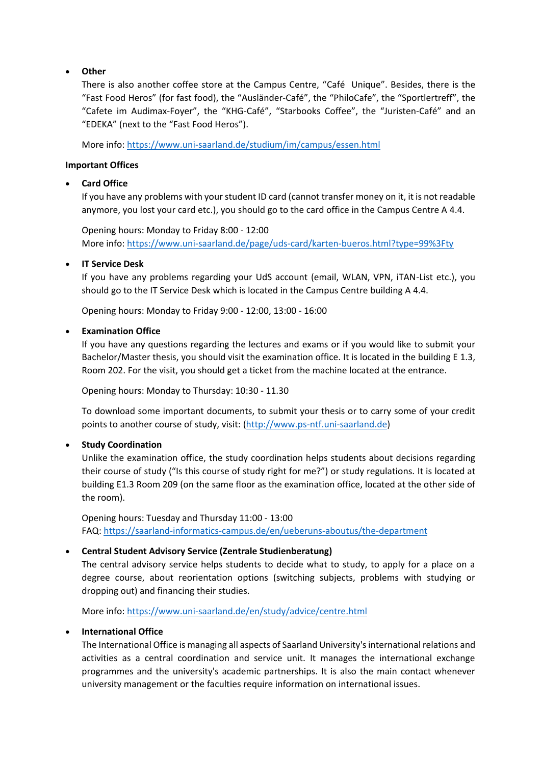- **Other**

  There is also another coffee store at the Campus Centre, "Café Unique". Besides, there is the "Fast Food Heros" (for fast food), the "Ausländer-Café", the "PhiloCafe", the "Sportlertreff", the "Cafete im Audimax-Foyer", the "KHG-Café", "Starbooks Coffee", the "Juristen-Café" and an "EDEKA" (next to the "Fast Food Heros").

  More info: https://www.uni-saarland.de/studium/im/campus/essen.html

**Important Offices**

- **Card Office**

  If you have any problems with your student ID card (cannot transfer money on it, it is not readable anymore, you lost your card etc.), you should go to the card office in the Campus Centre A 4.4.

  Opening hours: Monday to Friday 8:00 - 12:00
  More info: https://www.uni-saarland.de/page/uds-card/karten-bueros.html?type=99%3Fty

- **IT Service Desk**

  If you have any problems regarding your UdS account (email, WLAN, VPN, iTAN-List etc.), you should go to the IT Service Desk which is located in the Campus Centre building A 4.4.

  Opening hours: Monday to Friday 9:00 - 12:00, 13:00 - 16:00

- **Examination Office**

  If you have any questions regarding the lectures and exams or if you would like to submit your Bachelor/Master thesis, you should visit the examination office. It is located in the building E 1.3, Room 202. For the visit, you should get a ticket from the machine located at the entrance.

  Opening hours: Monday to Thursday: 10:30 - 11.30

  To download some important documents, to submit your thesis or to carry some of your credit points to another course of study, visit: (http://www.ps-ntf.uni-saarland.de)

- **Study Coordination**

  Unlike the examination office, the study coordination helps students about decisions regarding their course of study ("Is this course of study right for me?") or study regulations. It is located at building E1.3 Room 209 (on the same floor as the examination office, located at the other side of the room).

  Opening hours: Tuesday and Thursday 11:00 - 13:00
  FAQ: https://saarland-informatics-campus.de/en/ueberuns-aboutus/the-department

- **Central Student Advisory Service (Zentrale Studienberatung)**

  The central advisory service helps students to decide what to study, to apply for a place on a degree course, about reorientation options (switching subjects, problems with studying or dropping out) and financing their studies.

  More info: https://www.uni-saarland.de/en/study/advice/centre.html

- **International Office**

  The International Office is managing all aspects of Saarland University's international relations and activities as a central coordination and service unit. It manages the international exchange programmes and the university's academic partnerships. It is also the main contact whenever university management or the faculties require information on international issues.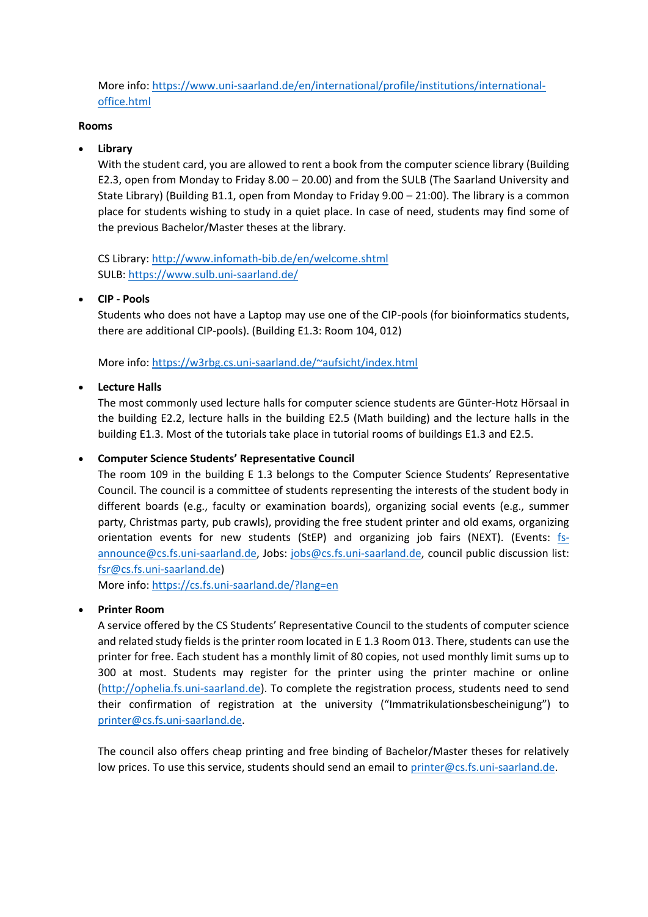More info: https://www.uni-saarland.de/en/international/profile/institutions/international-office.html

**Rooms**

- **Library**
  With the student card, you are allowed to rent a book from the computer science library (Building E2.3, open from Monday to Friday 8.00 – 20.00) and from the SULB (The Saarland University and State Library) (Building B1.1, open from Monday to Friday 9.00 – 21:00). The library is a common place for students wishing to study in a quiet place. In case of need, students may find some of the previous Bachelor/Master theses at the library.

  CS Library: http://www.infomath-bib.de/en/welcome.shtml
  SULB: https://www.sulb.uni-saarland.de/

- **CIP - Pools**
  Students who does not have a Laptop may use one of the CIP-pools (for bioinformatics students, there are additional CIP-pools). (Building E1.3: Room 104, 012)

  More info: https://w3rbg.cs.uni-saarland.de/~aufsicht/index.html

- **Lecture Halls**
  The most commonly used lecture halls for computer science students are Günter-Hotz Hörsaal in the building E2.2, lecture halls in the building E2.5 (Math building) and the lecture halls in the building E1.3. Most of the tutorials take place in tutorial rooms of buildings E1.3 and E2.5.

- **Computer Science Students' Representative Council**
  The room 109 in the building E 1.3 belongs to the Computer Science Students' Representative Council. The council is a committee of students representing the interests of the student body in different boards (e.g., faculty or examination boards), organizing social events (e.g., summer party, Christmas party, pub crawls), providing the free student printer and old exams, organizing orientation events for new students (StEP) and organizing job fairs (NEXT). (Events: fs-announce@cs.fs.uni-saarland.de, Jobs: jobs@cs.fs.uni-saarland.de, council public discussion list: fsr@cs.fs.uni-saarland.de)
  More info: https://cs.fs.uni-saarland.de/?lang=en

- **Printer Room**
  A service offered by the CS Students' Representative Council to the students of computer science and related study fields is the printer room located in E 1.3 Room 013. There, students can use the printer for free. Each student has a monthly limit of 80 copies, not used monthly limit sums up to 300 at most. Students may register for the printer using the printer machine or online (http://ophelia.fs.uni-saarland.de). To complete the registration process, students need to send their confirmation of registration at the university ("Immatrikulationsbescheinigung") to printer@cs.fs.uni-saarland.de.

  The council also offers cheap printing and free binding of Bachelor/Master theses for relatively low prices. To use this service, students should send an email to printer@cs.fs.uni-saarland.de.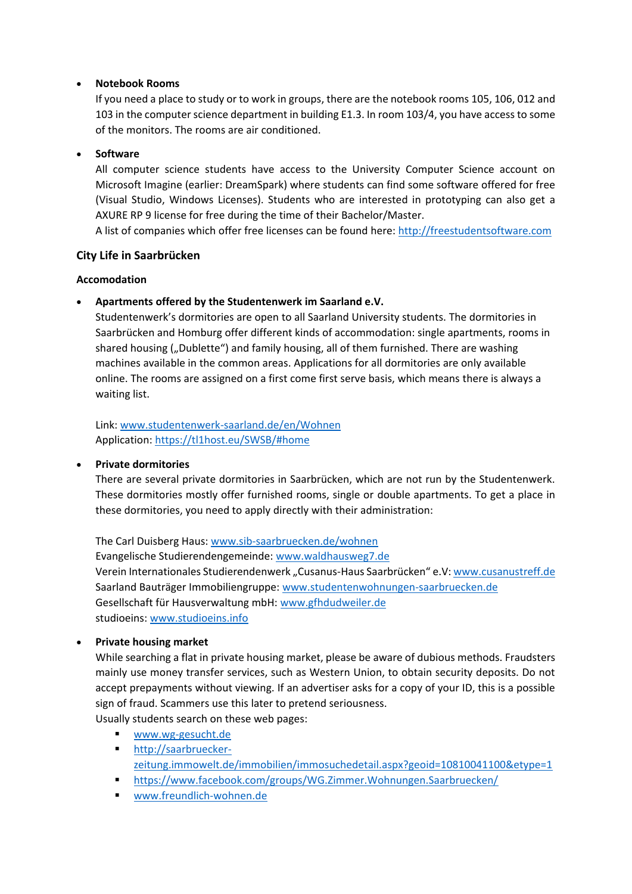- **Notebook Rooms**
  If you need a place to study or to work in groups, there are the notebook rooms 105, 106, 012 and 103 in the computer science department in building E1.3. In room 103/4, you have access to some of the monitors. The rooms are air conditioned.

- **Software**
  All computer science students have access to the University Computer Science account on Microsoft Imagine (earlier: DreamSpark) where students can find some software offered for free (Visual Studio, Windows Licenses). Students who are interested in prototyping can also get a AXURE RP 9 license for free during the time of their Bachelor/Master.
  A list of companies which offer free licenses can be found here: http://freestudentsoftware.com

### City Life in Saarbrücken

#### Accomodation

- **Apartments offered by the Studentenwerk im Saarland e.V.**
  Studentenwerk's dormitories are open to all Saarland University students. The dormitories in Saarbrücken and Homburg offer different kinds of accommodation: single apartments, rooms in shared housing („Dublette") and family housing, all of them furnished. There are washing machines available in the common areas. Applications for all dormitories are only available online. The rooms are assigned on a first come first serve basis, which means there is always a waiting list.

  Link: www.studentenwerk-saarland.de/en/Wohnen
  Application: https://tl1host.eu/SWSB/#home

- **Private dormitories**
  There are several private dormitories in Saarbrücken, which are not run by the Studentenwerk. These dormitories mostly offer furnished rooms, single or double apartments. To get a place in these dormitories, you need to apply directly with their administration:

  The Carl Duisberg Haus: www.sib-saarbruecken.de/wohnen
  Evangelische Studierendengemeinde: www.waldhausweg7.de
  Verein Internationales Studierendenwerk „Cusanus-Haus Saarbrücken" e.V: www.cusanustreff.de
  Saarland Bauträger Immobiliengruppe: www.studentenwohnungen-saarbruecken.de
  Gesellschaft für Hausverwaltung mbH: www.gfhdudweiler.de
  studioeins: www.studioeins.info

- **Private housing market**
  While searching a flat in private housing market, please be aware of dubious methods. Fraudsters mainly use money transfer services, such as Western Union, to obtain security deposits. Do not accept prepayments without viewing. If an agent asks for a copy of your ID, this is a possible sign of fraud. Scammers use this later to pretend seriousness.
  Usually students search on these web pages:
  - www.wg-gesucht.de
  - http://saarbruecker-zeitung.immowelt.de/immobilien/immosuchedetail.aspx?geoid=10810041100&etype=1
  - https://www.facebook.com/groups/WG.Zimmer.Wohnungen.Saarbruecken/
  - www.freundlich-wohnen.de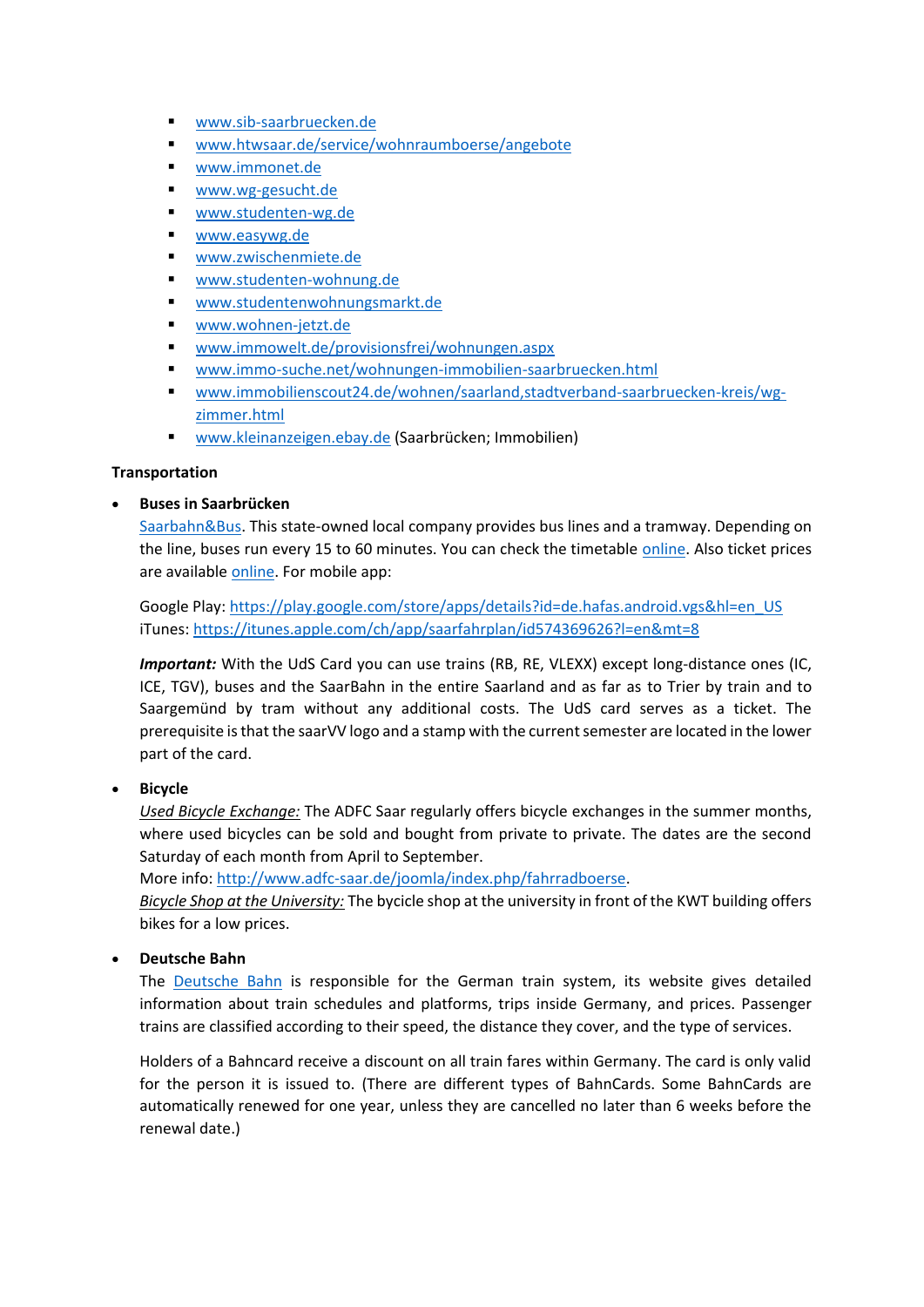- www.sib-saarbruecken.de
- www.htwsaar.de/service/wohnraumboerse/angebote
- www.immonet.de
- www.wg-gesucht.de
- www.studenten-wg.de
- www.easywg.de
- www.zwischenmiete.de
- www.studenten-wohnung.de
- www.studentenwohnungsmarkt.de
- www.wohnen-jetzt.de
- www.immowelt.de/provisionsfrei/wohnungen.aspx
- www.immo-suche.net/wohnungen-immobilien-saarbruecken.html
- www.immobilienscout24.de/wohnen/saarland,stadtverband-saarbruecken-kreis/wg-zimmer.html
- www.kleinanzeigen.ebay.de (Saarbrücken; Immobilien)

**Transportation**

- **Buses in Saarbrücken**

  Saarbahn&Bus. This state-owned local company provides bus lines and a tramway. Depending on the line, buses run every 15 to 60 minutes. You can check the timetable online. Also ticket prices are available online. For mobile app:

  Google Play: https://play.google.com/store/apps/details?id=de.hafas.android.vgs&hl=en_US
  iTunes: https://itunes.apple.com/ch/app/saarfahrplan/id574369626?l=en&mt=8

  ***Important:*** With the UdS Card you can use trains (RB, RE, VLEXX) except long-distance ones (IC, ICE, TGV), buses and the SaarBahn in the entire Saarland and as far as to Trier by train and to Saargemünd by tram without any additional costs. The UdS card serves as a ticket. The prerequisite is that the saarVV logo and a stamp with the current semester are located in the lower part of the card.

- **Bicycle**

  *Used Bicycle Exchange:* The ADFC Saar regularly offers bicycle exchanges in the summer months, where used bicycles can be sold and bought from private to private. The dates are the second Saturday of each month from April to September.
  More info: http://www.adfc-saar.de/joomla/index.php/fahrradboerse.
  *Bicycle Shop at the University:* The bycicle shop at the university in front of the KWT building offers bikes for a low prices.

- **Deutsche Bahn**

  The Deutsche Bahn is responsible for the German train system, its website gives detailed information about train schedules and platforms, trips inside Germany, and prices. Passenger trains are classified according to their speed, the distance they cover, and the type of services.

  Holders of a Bahncard receive a discount on all train fares within Germany. The card is only valid for the person it is issued to. (There are different types of BahnCards. Some BahnCards are automatically renewed for one year, unless they are cancelled no later than 6 weeks before the renewal date.)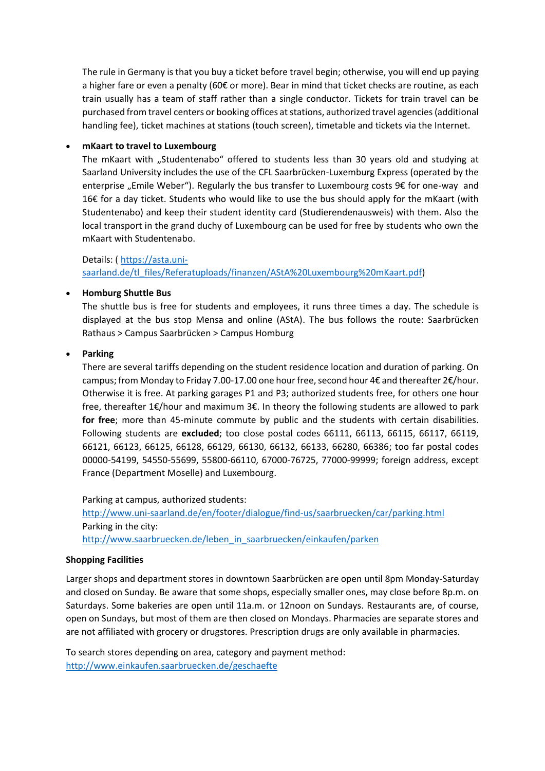The rule in Germany is that you buy a ticket before travel begin; otherwise, you will end up paying a higher fare or even a penalty (60€ or more). Bear in mind that ticket checks are routine, as each train usually has a team of staff rather than a single conductor. Tickets for train travel can be purchased from travel centers or booking offices at stations, authorized travel agencies (additional handling fee), ticket machines at stations (touch screen), timetable and tickets via the Internet.

- **mKaart to travel to Luxembourg**

  The mKaart with „Studentenabo" offered to students less than 30 years old and studying at Saarland University includes the use of the CFL Saarbrücken-Luxemburg Express (operated by the enterprise „Emile Weber"). Regularly the bus transfer to Luxembourg costs 9€ for one-way and 16€ for a day ticket. Students who would like to use the bus should apply for the mKaart (with Studentenabo) and keep their student identity card (Studierendenausweis) with them. Also the local transport in the grand duchy of Luxembourg can be used for free by students who own the mKaart with Studentenabo.

  Details: ( [https://asta.uni-saarland.de/tl_files/Referatuploads/finanzen/AStA%20Luxembourg%20mKaart.pdf](https://asta.uni-saarland.de/tl_files/Referatuploads/finanzen/AStA%20Luxembourg%20mKaart.pdf))

- **Homburg Shuttle Bus**

  The shuttle bus is free for students and employees, it runs three times a day. The schedule is displayed at the bus stop Mensa and online (AStA). The bus follows the route: Saarbrücken Rathaus > Campus Saarbrücken > Campus Homburg

- **Parking**

  There are several tariffs depending on the student residence location and duration of parking. On campus; from Monday to Friday 7.00-17.00 one hour free, second hour 4€ and thereafter 2€/hour. Otherwise it is free. At parking garages P1 and P3; authorized students free, for others one hour free, thereafter 1€/hour and maximum 3€. In theory the following students are allowed to park **for free**; more than 45-minute commute by public and the students with certain disabilities. Following students are **excluded**; too close postal codes 66111, 66113, 66115, 66117, 66119, 66121, 66123, 66125, 66128, 66129, 66130, 66132, 66133, 66280, 66386; too far postal codes 00000-54199, 54550-55699, 55800-66110, 67000-76725, 77000-99999; foreign address, except France (Department Moselle) and Luxembourg.

  Parking at campus, authorized students:
  [http://www.uni-saarland.de/en/footer/dialogue/find-us/saarbruecken/car/parking.html](http://www.uni-saarland.de/en/footer/dialogue/find-us/saarbruecken/car/parking.html)
  Parking in the city:
  [http://www.saarbruecken.de/leben_in_saarbruecken/einkaufen/parken](http://www.saarbruecken.de/leben_in_saarbruecken/einkaufen/parken)

**Shopping Facilities**

Larger shops and department stores in downtown Saarbrücken are open until 8pm Monday-Saturday and closed on Sunday. Be aware that some shops, especially smaller ones, may close before 8p.m. on Saturdays. Some bakeries are open until 11a.m. or 12noon on Sundays. Restaurants are, of course, open on Sundays, but most of them are then closed on Mondays. Pharmacies are separate stores and are not affiliated with grocery or drugstores. Prescription drugs are only available in pharmacies.

To search stores depending on area, category and payment method:
[http://www.einkaufen.saarbruecken.de/geschaefte](http://www.einkaufen.saarbruecken.de/geschaefte)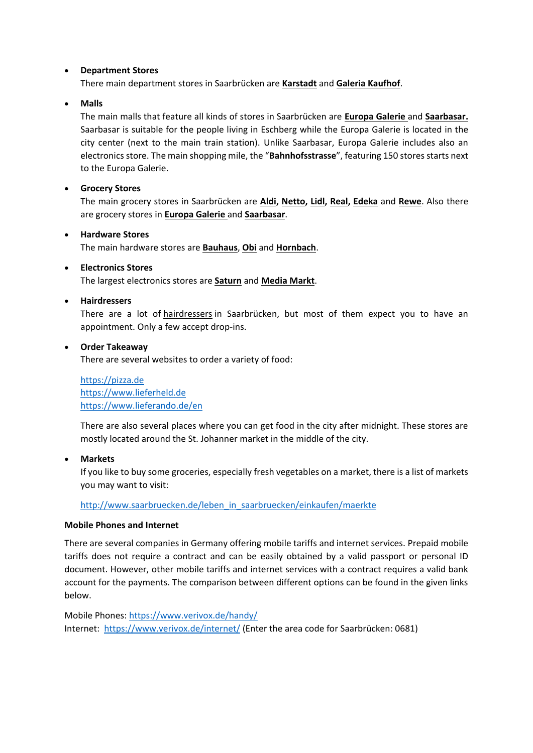- **Department Stores**
  There main department stores in Saarbrücken are **Karstadt** and **Galeria Kaufhof**.

- **Malls**
  The main malls that feature all kinds of stores in Saarbrücken are **Europa Galerie** and **Saarbasar.** Saarbasar is suitable for the people living in Eschberg while the Europa Galerie is located in the city center (next to the main train station). Unlike Saarbasar, Europa Galerie includes also an electronics store. The main shopping mile, the "**Bahnhofsstrasse**", featuring 150 stores starts next to the Europa Galerie.

- **Grocery Stores**
  The main grocery stores in Saarbrücken are **Aldi, Netto, Lidl, Real, Edeka** and **Rewe**. Also there are grocery stores in **Europa Galerie** and **Saarbasar**.

- **Hardware Stores**
  The main hardware stores are **Bauhaus**, **Obi** and **Hornbach**.

- **Electronics Stores**
  The largest electronics stores are **Saturn** and **Media Markt**.

- **Hairdressers**
  There are a lot of hairdressers in Saarbrücken, but most of them expect you to have an appointment. Only a few accept drop-ins.

- **Order Takeaway**
  There are several websites to order a variety of food:

  https://pizza.de
  https://www.lieferheld.de
  https://www.lieferando.de/en

  There are also several places where you can get food in the city after midnight. These stores are mostly located around the St. Johanner market in the middle of the city.

- **Markets**
  If you like to buy some groceries, especially fresh vegetables on a market, there is a list of markets you may want to visit:

  http://www.saarbruecken.de/leben_in_saarbruecken/einkaufen/maerkte

**Mobile Phones and Internet**

There are several companies in Germany offering mobile tariffs and internet services. Prepaid mobile tariffs does not require a contract and can be easily obtained by a valid passport or personal ID document. However, other mobile tariffs and internet services with a contract requires a valid bank account for the payments. The comparison between different options can be found in the given links below.

Mobile Phones: https://www.verivox.de/handy/
Internet: https://www.verivox.de/internet/ (Enter the area code for Saarbrücken: 0681)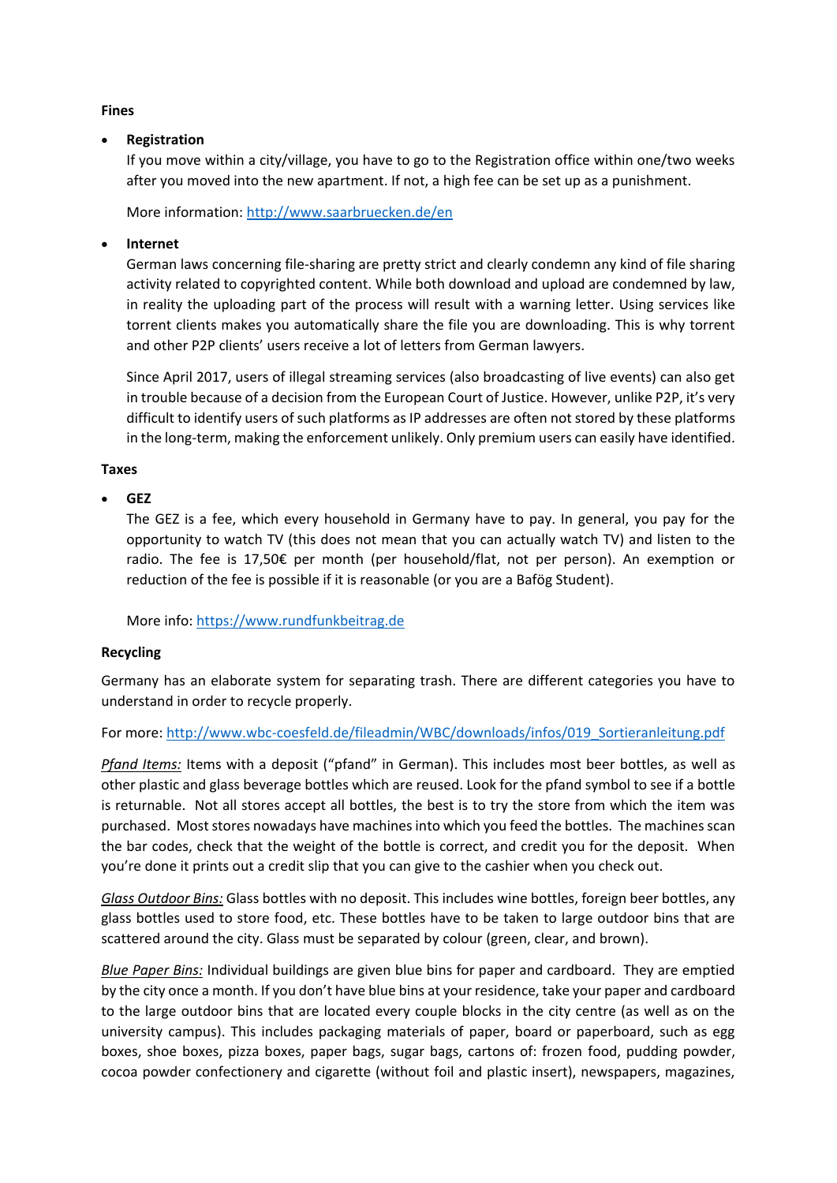**Fines**

- **Registration**
  If you move within a city/village, you have to go to the Registration office within one/two weeks after you moved into the new apartment. If not, a high fee can be set up as a punishment.

  More information: [http://www.saarbruecken.de/en](http://www.saarbruecken.de/en)

- **Internet**
  German laws concerning file-sharing are pretty strict and clearly condemn any kind of file sharing activity related to copyrighted content. While both download and upload are condemned by law, in reality the uploading part of the process will result with a warning letter. Using services like torrent clients makes you automatically share the file you are downloading. This is why torrent and other P2P clients' users receive a lot of letters from German lawyers.

  Since April 2017, users of illegal streaming services (also broadcasting of live events) can also get in trouble because of a decision from the European Court of Justice. However, unlike P2P, it's very difficult to identify users of such platforms as IP addresses are often not stored by these platforms in the long-term, making the enforcement unlikely. Only premium users can easily have identified.

**Taxes**

- **GEZ**
  The GEZ is a fee, which every household in Germany have to pay. In general, you pay for the opportunity to watch TV (this does not mean that you can actually watch TV) and listen to the radio. The fee is 17,50€ per month (per household/flat, not per person). An exemption or reduction of the fee is possible if it is reasonable (or you are a Bafög Student).

  More info: [https://www.rundfunkbeitrag.de](https://www.rundfunkbeitrag.de)

**Recycling**

Germany has an elaborate system for separating trash. There are different categories you have to understand in order to recycle properly.

For more: [http://www.wbc-coesfeld.de/fileadmin/WBC/downloads/infos/019_Sortieranleitung.pdf](http://www.wbc-coesfeld.de/fileadmin/WBC/downloads/infos/019_Sortieranleitung.pdf)

*Pfand Items:* Items with a deposit ("pfand" in German). This includes most beer bottles, as well as other plastic and glass beverage bottles which are reused. Look for the pfand symbol to see if a bottle is returnable. Not all stores accept all bottles, the best is to try the store from which the item was purchased. Most stores nowadays have machines into which you feed the bottles. The machines scan the bar codes, check that the weight of the bottle is correct, and credit you for the deposit. When you're done it prints out a credit slip that you can give to the cashier when you check out.

*Glass Outdoor Bins:* Glass bottles with no deposit. This includes wine bottles, foreign beer bottles, any glass bottles used to store food, etc. These bottles have to be taken to large outdoor bins that are scattered around the city. Glass must be separated by colour (green, clear, and brown).

*Blue Paper Bins:* Individual buildings are given blue bins for paper and cardboard. They are emptied by the city once a month. If you don't have blue bins at your residence, take your paper and cardboard to the large outdoor bins that are located every couple blocks in the city centre (as well as on the university campus). This includes packaging materials of paper, board or paperboard, such as egg boxes, shoe boxes, pizza boxes, paper bags, sugar bags, cartons of: frozen food, pudding powder, cocoa powder confectionery and cigarette (without foil and plastic insert), newspapers, magazines,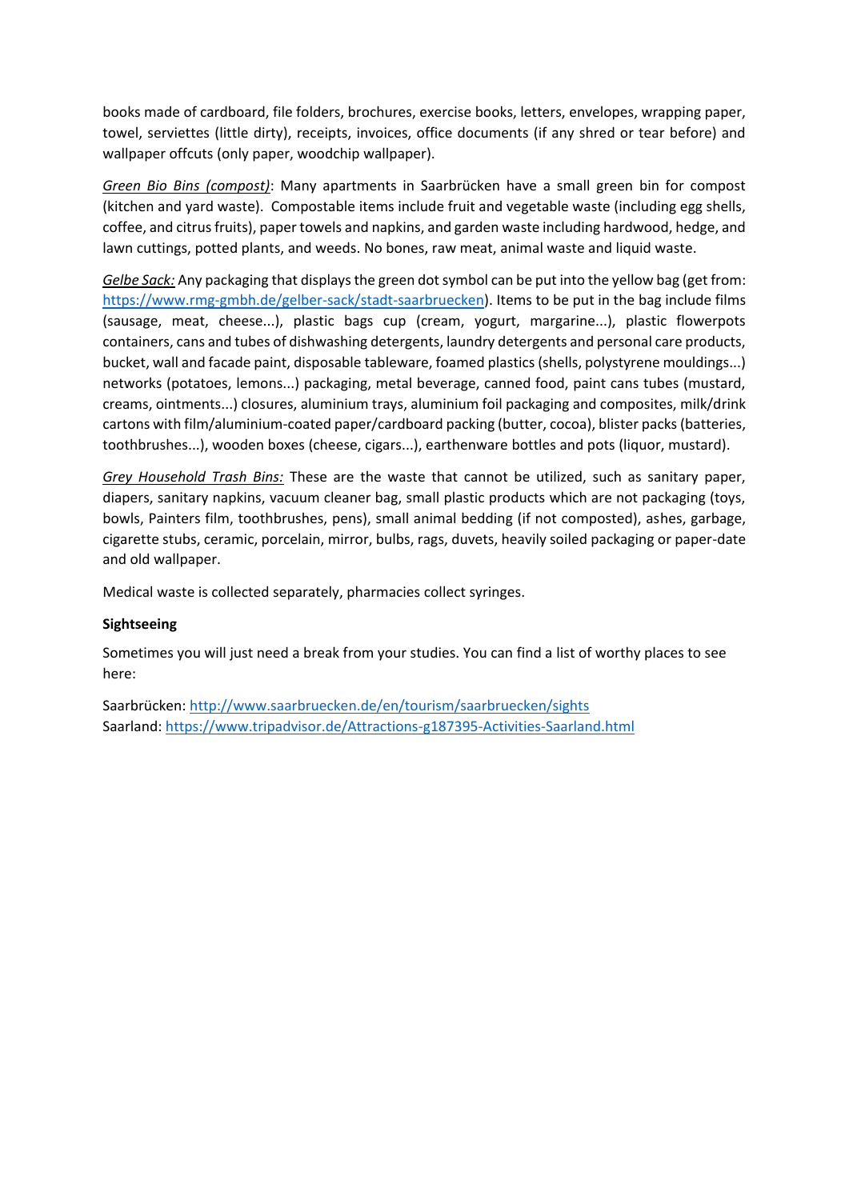books made of cardboard, file folders, brochures, exercise books, letters, envelopes, wrapping paper, towel, serviettes (little dirty), receipts, invoices, office documents (if any shred or tear before) and wallpaper offcuts (only paper, woodchip wallpaper).

*Green Bio Bins (compost)*: Many apartments in Saarbrücken have a small green bin for compost (kitchen and yard waste). Compostable items include fruit and vegetable waste (including egg shells, coffee, and citrus fruits), paper towels and napkins, and garden waste including hardwood, hedge, and lawn cuttings, potted plants, and weeds. No bones, raw meat, animal waste and liquid waste.

*Gelbe Sack:* Any packaging that displays the green dot symbol can be put into the yellow bag (get from: https://www.rmg-gmbh.de/gelber-sack/stadt-saarbruecken). Items to be put in the bag include films (sausage, meat, cheese...), plastic bags cup (cream, yogurt, margarine...), plastic flowerpots containers, cans and tubes of dishwashing detergents, laundry detergents and personal care products, bucket, wall and facade paint, disposable tableware, foamed plastics (shells, polystyrene mouldings...) networks (potatoes, lemons...) packaging, metal beverage, canned food, paint cans tubes (mustard, creams, ointments...) closures, aluminium trays, aluminium foil packaging and composites, milk/drink cartons with film/aluminium-coated paper/cardboard packing (butter, cocoa), blister packs (batteries, toothbrushes...), wooden boxes (cheese, cigars...), earthenware bottles and pots (liquor, mustard).

*Grey Household Trash Bins:* These are the waste that cannot be utilized, such as sanitary paper, diapers, sanitary napkins, vacuum cleaner bag, small plastic products which are not packaging (toys, bowls, Painters film, toothbrushes, pens), small animal bedding (if not composted), ashes, garbage, cigarette stubs, ceramic, porcelain, mirror, bulbs, rags, duvets, heavily soiled packaging or paper-date and old wallpaper.

Medical waste is collected separately, pharmacies collect syringes.

**Sightseeing**

Sometimes you will just need a break from your studies. You can find a list of worthy places to see here:

Saarbrücken: http://www.saarbruecken.de/en/tourism/saarbruecken/sights
Saarland: https://www.tripadvisor.de/Attractions-g187395-Activities-Saarland.html